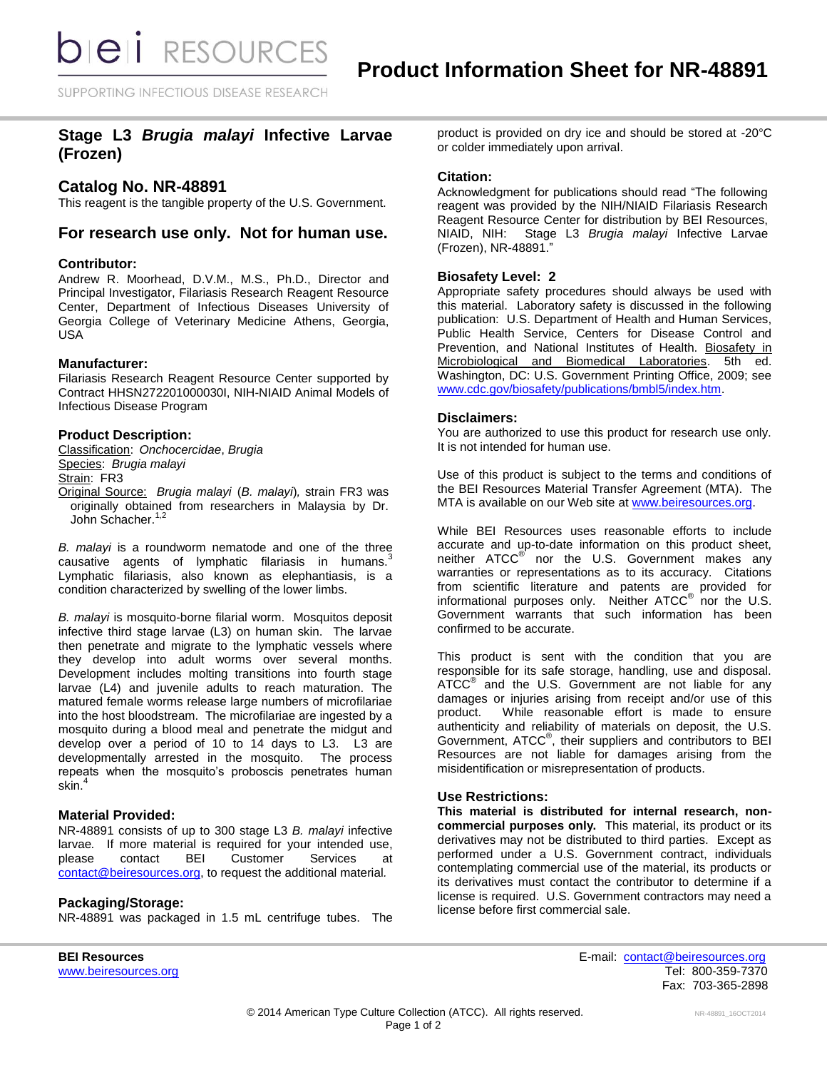# Product Information Sheet for NR-48891

## Stage L3 *Brugia malayi* Infective Larvae (Frozen)

## Catalog No. NR-48891

This reagent is the tangible property of the U.S. Government.

## For research use only. Not for human use.

### Contributor:

Andrew R. Moorhead, D.V.M., M.S., Ph.D., Director and Principal Investigator, Filariasis Research Reagent Resource Center, Department of Infectious Diseases University of Georgia College of Veterinary Medicine Athens, Georgia, USA

### Manufacturer:

Filariasis Research Reagent Resource Center supported by Contract HHSN272201000030I, NIH-NIAID Animal Models of Infectious Disease Program

### Product Description:

Classification: *Onchocercidae*, *Brugia*
Species: *Brugia malayi*
Strain: FR3
Original Source: *Brugia malayi* (*B. malayi*), strain FR3 was originally obtained from researchers in Malaysia by Dr. John Schacher.[1,2]

*B. malayi* is a roundworm nematode and one of the three causative agents of lymphatic filariasis in humans.[3] Lymphatic filariasis, also known as elephantiasis, is a condition characterized by swelling of the lower limbs.

*B. malayi* is mosquito-borne filarial worm. Mosquitos deposit infective third stage larvae (L3) on human skin. The larvae then penetrate and migrate to the lymphatic vessels where they develop into adult worms over several months. Development includes molting transitions into fourth stage larvae (L4) and juvenile adults to reach maturation. The matured female worms release large numbers of microfilariae into the host bloodstream. The microfilariae are ingested by a mosquito during a blood meal and penetrate the midgut and develop over a period of 10 to 14 days to L3. L3 are developmentally arrested in the mosquito. The process repeats when the mosquito's proboscis penetrates human skin.[4]

### Material Provided:

NR-48891 consists of up to 300 stage L3 *B. malayi* infective larvae. If more material is required for your intended use, please contact BEI Customer Services at contact@beiresources.org, to request the additional material.

### Packaging/Storage:

NR-48891 was packaged in 1.5 mL centrifuge tubes. The product is provided on dry ice and should be stored at -20°C or colder immediately upon arrival.

### Citation:

Acknowledgment for publications should read "The following reagent was provided by the NIH/NIAID Filariasis Research Reagent Resource Center for distribution by BEI Resources, NIAID, NIH: Stage L3 *Brugia malayi* Infective Larvae (Frozen), NR-48891."

### Biosafety Level: 2

Appropriate safety procedures should always be used with this material. Laboratory safety is discussed in the following publication: U.S. Department of Health and Human Services, Public Health Service, Centers for Disease Control and Prevention, and National Institutes of Health. Biosafety in Microbiological and Biomedical Laboratories. 5th ed. Washington, DC: U.S. Government Printing Office, 2009; see www.cdc.gov/biosafety/publications/bmbl5/index.htm.

### Disclaimers:

You are authorized to use this product for research use only. It is not intended for human use.

Use of this product is subject to the terms and conditions of the BEI Resources Material Transfer Agreement (MTA). The MTA is available on our Web site at www.beiresources.org.

While BEI Resources uses reasonable efforts to include accurate and up-to-date information on this product sheet, neither ATCC® nor the U.S. Government makes any warranties or representations as to its accuracy. Citations from scientific literature and patents are provided for informational purposes only. Neither ATCC® nor the U.S. Government warrants that such information has been confirmed to be accurate.

This product is sent with the condition that you are responsible for its safe storage, handling, use and disposal. ATCC® and the U.S. Government are not liable for any damages or injuries arising from receipt and/or use of this product. While reasonable effort is made to ensure authenticity and reliability of materials on deposit, the U.S. Government, ATCC®, their suppliers and contributors to BEI Resources are not liable for damages arising from the misidentification or misrepresentation of products.

### Use Restrictions:

**This material is distributed for internal research, non-commercial purposes only.** This material, its product or its derivatives may not be distributed to third parties. Except as performed under a U.S. Government contract, individuals contemplating commercial use of the material, its products or its derivatives must contact the contributor to determine if a license is required. U.S. Government contractors may need a license before first commercial sale.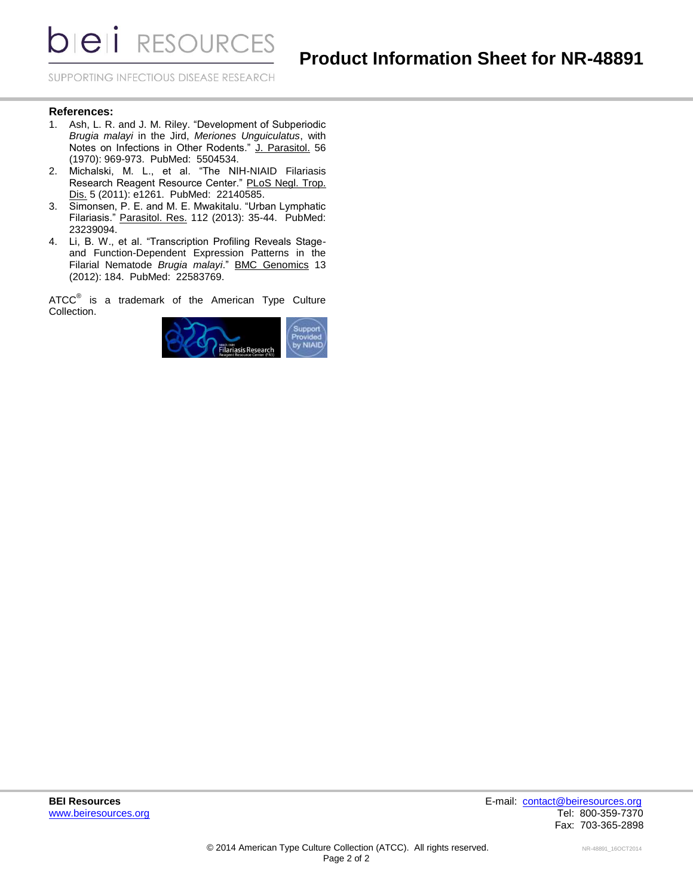**References:**

1. Ash, L. R. and J. M. Riley. "Development of Subperiodic *Brugia malayi* in the Jird, *Meriones Unguiculatus*, with Notes on Infections in Other Rodents." J. Parasitol. 56 (1970): 969-973. PubMed: 5504534.
2. Michalski, M. L., et al. "The NIH-NIAID Filariasis Research Reagent Resource Center." PLoS Negl. Trop. Dis. 5 (2011): e1261. PubMed: 22140585.
3. Simonsen, P. E. and M. E. Mwakitalu. "Urban Lymphatic Filariasis." Parasitol. Res. 112 (2013): 35-44. PubMed: 23239094.
4. Li, B. W., et al. "Transcription Profiling Reveals Stage- and Function-Dependent Expression Patterns in the Filarial Nematode *Brugia malayi*." BMC Genomics 13 (2012): 184. PubMed: 22583769.

ATCC® is a trademark of the American Type Culture Collection.

**BEI Resources**
www.beiresources.org

E-mail: contact@beiresources.org
Tel: 800-359-7370
Fax: 703-365-2898

© 2014 American Type Culture Collection (ATCC). All rights reserved.

NR-48891_16OCT2014